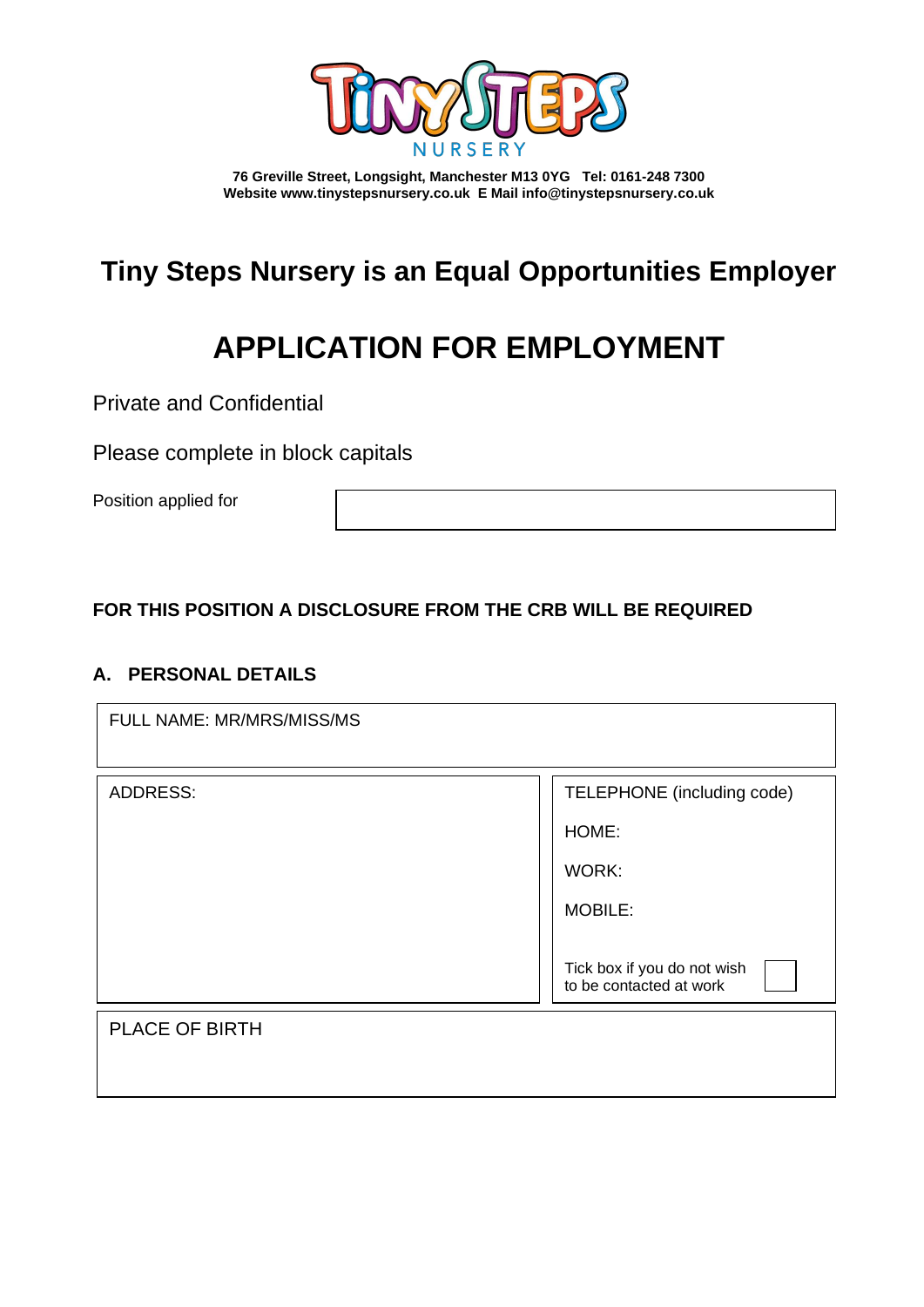TINY STEPS NURSERY

**76 Greville Street, Longsight, Manchester M13 0YG Tel: 0161-248 7300**
**Website www.tinystepsnursery.co.uk E Mail info@tinystepsnursery.co.uk**

## Tiny Steps Nursery is an Equal Opportunities Employer

# APPLICATION FOR EMPLOYMENT

Private and Confidential

Please complete in block capitals

| | |
|---|---|
| Position applied for | |

**FOR THIS POSITION A DISCLOSURE FROM THE CRB WILL BE REQUIRED**

### A. PERSONAL DETAILS

| | |
|---|---|
| FULL NAME: MR/MRS/MISS/MS | |
| ADDRESS: | TELEPHONE (including code)<br>HOME:<br>WORK:<br>MOBILE:<br>Tick box if you do not wish to be contacted at work ☐ |
| PLACE OF BIRTH | |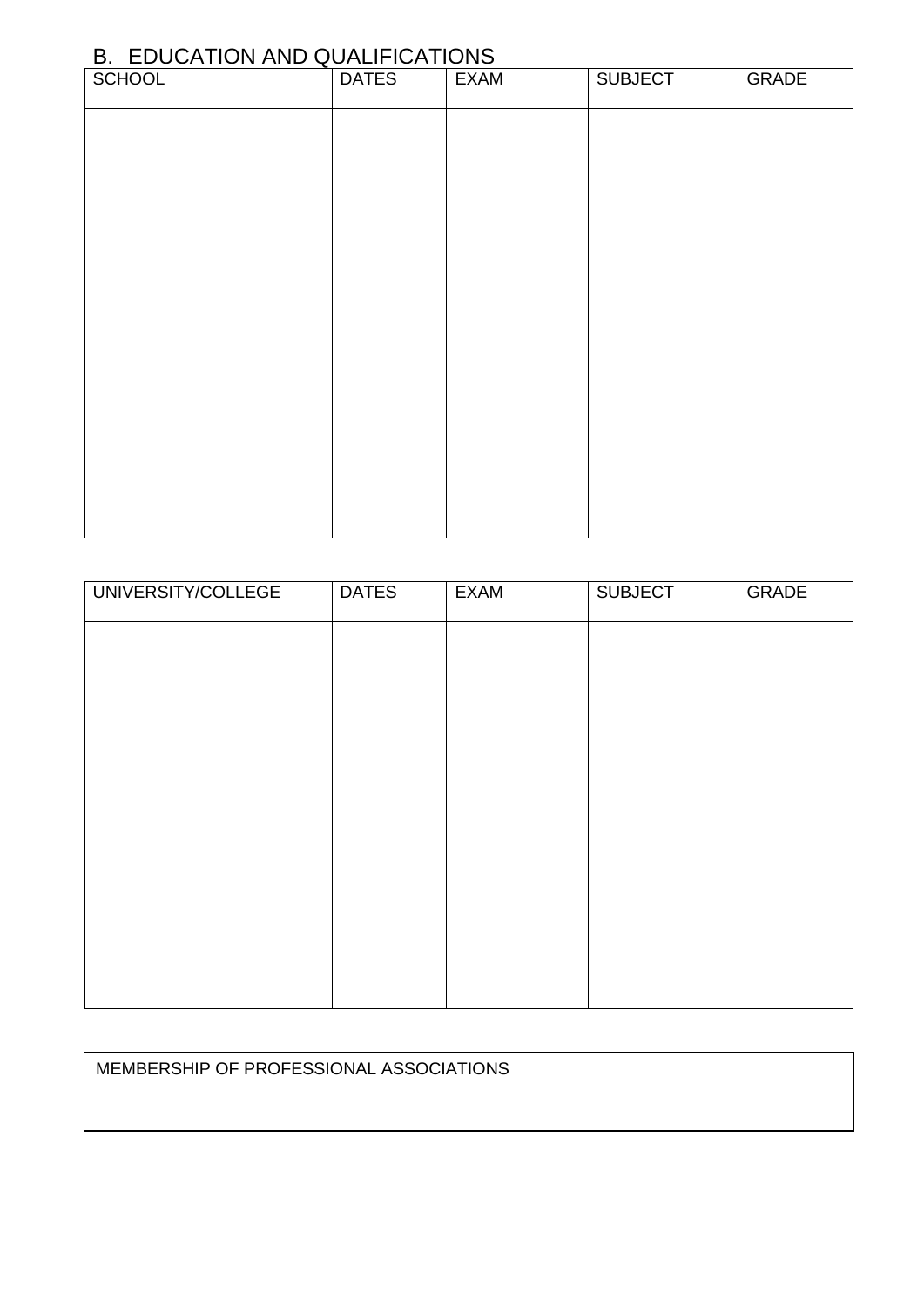## B. EDUCATION AND QUALIFICATIONS

| SCHOOL | DATES | EXAM | SUBJECT | GRADE |
|---|---|---|---|---|
| | | | | |

| UNIVERSITY/COLLEGE | DATES | EXAM | SUBJECT | GRADE |
|---|---|---|---|---|
| | | | | |

| MEMBERSHIP OF PROFESSIONAL ASSOCIATIONS |
|---|
| |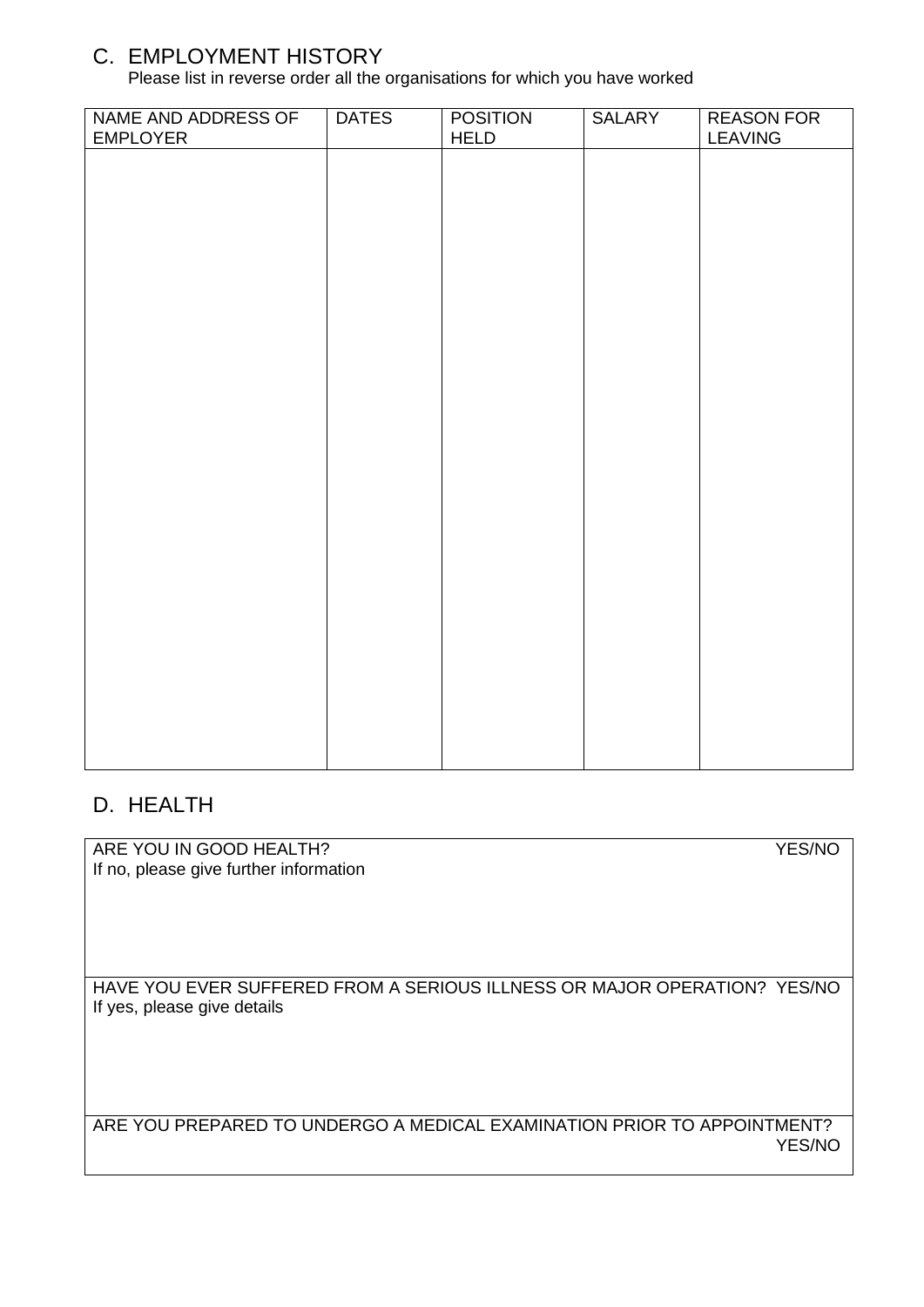## C. EMPLOYMENT HISTORY

Please list in reverse order all the organisations for which you have worked

| NAME AND ADDRESS OF EMPLOYER | DATES | POSITION HELD | SALARY | REASON FOR LEAVING |
| --- | --- | --- | --- | --- |
| | | | | |

## D. HEALTH

| |
| --- |
| ARE YOU IN GOOD HEALTH? YES/NO<br>If no, please give further information |
| HAVE YOU EVER SUFFERED FROM A SERIOUS ILLNESS OR MAJOR OPERATION? YES/NO<br>If yes, please give details |
| ARE YOU PREPARED TO UNDERGO A MEDICAL EXAMINATION PRIOR TO APPOINTMENT? YES/NO |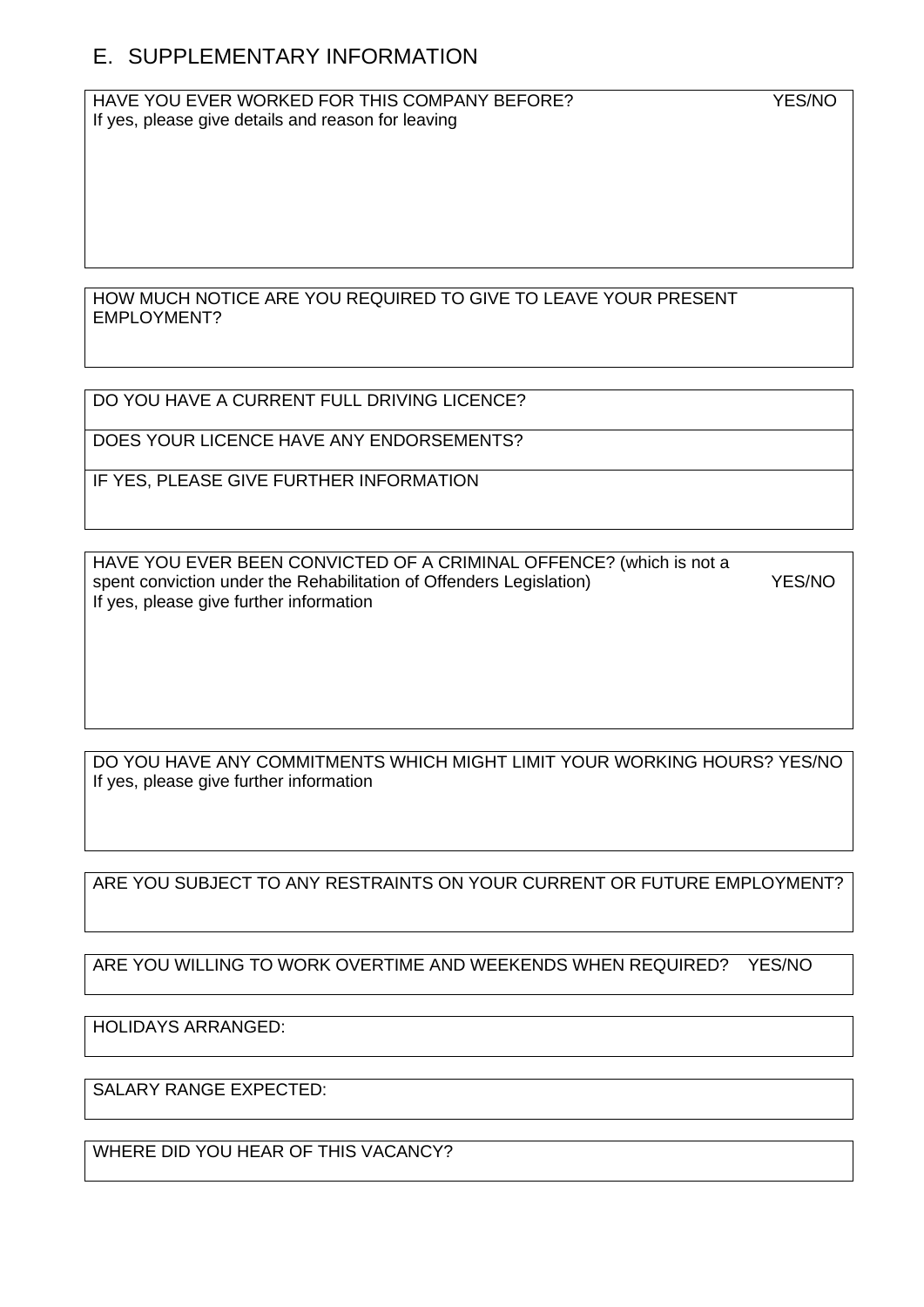## E. SUPPLEMENTARY INFORMATION

HAVE YOU EVER WORKED FOR THIS COMPANY BEFORE? YES/NO
If yes, please give details and reason for leaving

HOW MUCH NOTICE ARE YOU REQUIRED TO GIVE TO LEAVE YOUR PRESENT EMPLOYMENT?

DO YOU HAVE A CURRENT FULL DRIVING LICENCE?

DOES YOUR LICENCE HAVE ANY ENDORSEMENTS?

IF YES, PLEASE GIVE FURTHER INFORMATION

HAVE YOU EVER BEEN CONVICTED OF A CRIMINAL OFFENCE? (which is not a spent conviction under the Rehabilitation of Offenders Legislation) YES/NO
If yes, please give further information

DO YOU HAVE ANY COMMITMENTS WHICH MIGHT LIMIT YOUR WORKING HOURS? YES/NO
If yes, please give further information

ARE YOU SUBJECT TO ANY RESTRAINTS ON YOUR CURRENT OR FUTURE EMPLOYMENT?

ARE YOU WILLING TO WORK OVERTIME AND WEEKENDS WHEN REQUIRED? YES/NO

HOLIDAYS ARRANGED:

SALARY RANGE EXPECTED:

WHERE DID YOU HEAR OF THIS VACANCY?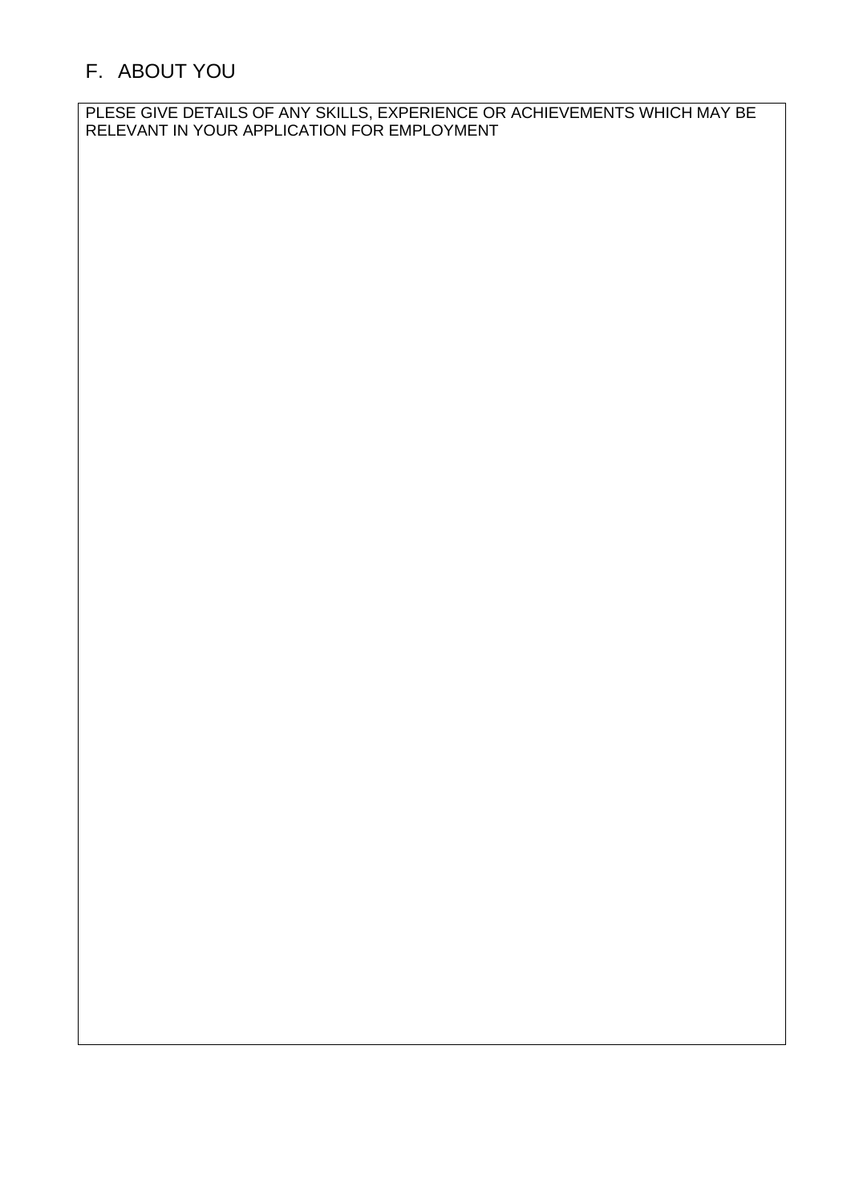## F. ABOUT YOU

PLESE GIVE DETAILS OF ANY SKILLS, EXPERIENCE OR ACHIEVEMENTS WHICH MAY BE RELEVANT IN YOUR APPLICATION FOR EMPLOYMENT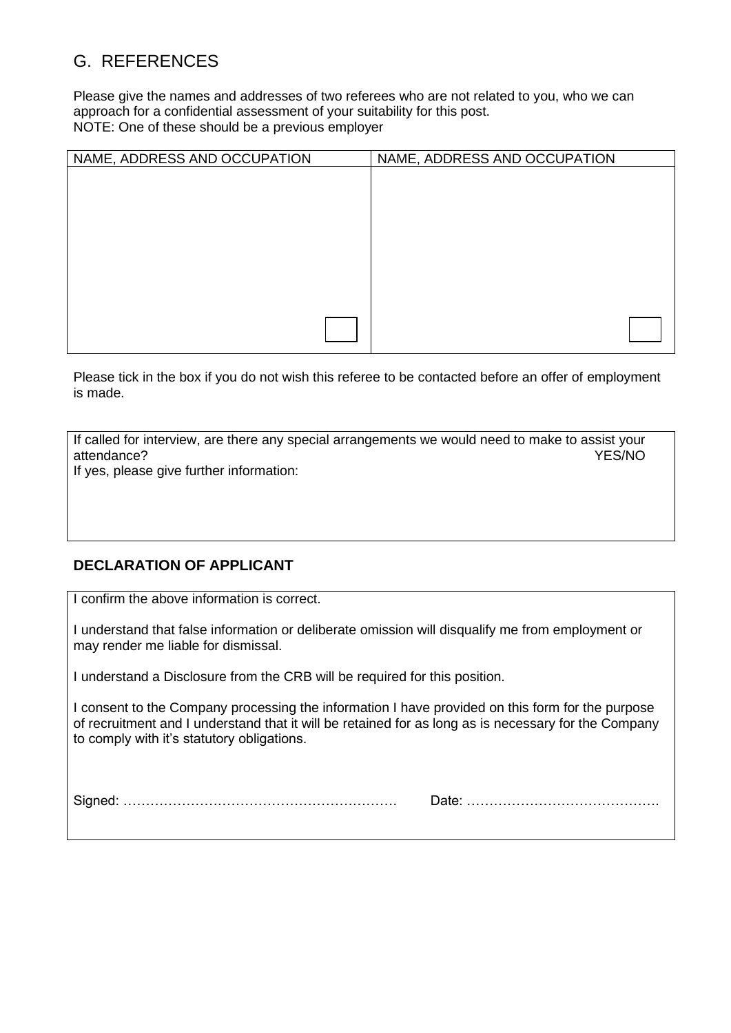## G. REFERENCES

Please give the names and addresses of two referees who are not related to you, who we can approach for a confidential assessment of your suitability for this post.
NOTE: One of these should be a previous employer

| NAME, ADDRESS AND OCCUPATION | NAME, ADDRESS AND OCCUPATION |
|---|---|
| ☐ | ☐ |

Please tick in the box if you do not wish this referee to be contacted before an offer of employment is made.

If called for interview, are there any special arrangements we would need to make to assist your attendance? YES/NO
If yes, please give further information:

### DECLARATION OF APPLICANT

I confirm the above information is correct.

I understand that false information or deliberate omission will disqualify me from employment or may render me liable for dismissal.

I understand a Disclosure from the CRB will be required for this position.

I consent to the Company processing the information I have provided on this form for the purpose of recruitment and I understand that it will be retained for as long as is necessary for the Company to comply with it's statutory obligations.

Signed: ……………………………………………………. Date: …………………………………….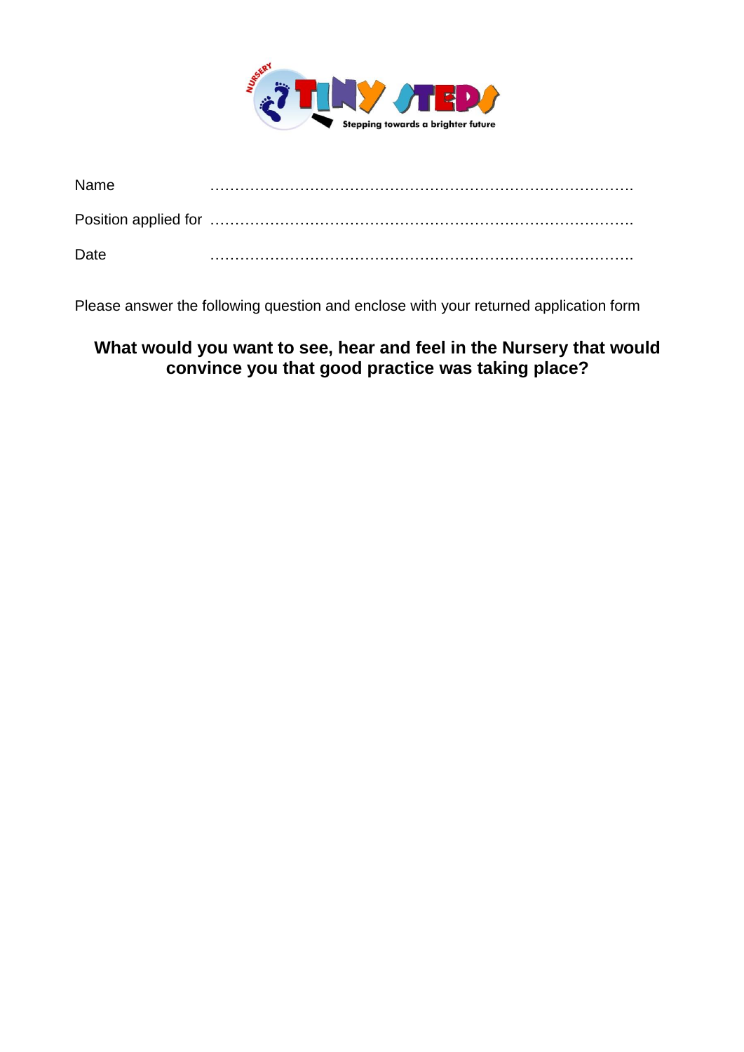Name …………………………………………………………………………

Position applied for …………………………………………………………………………

Date …………………………………………………………………………

Please answer the following question and enclose with your returned application form

**What would you want to see, hear and feel in the Nursery that would convince you that good practice was taking place?**